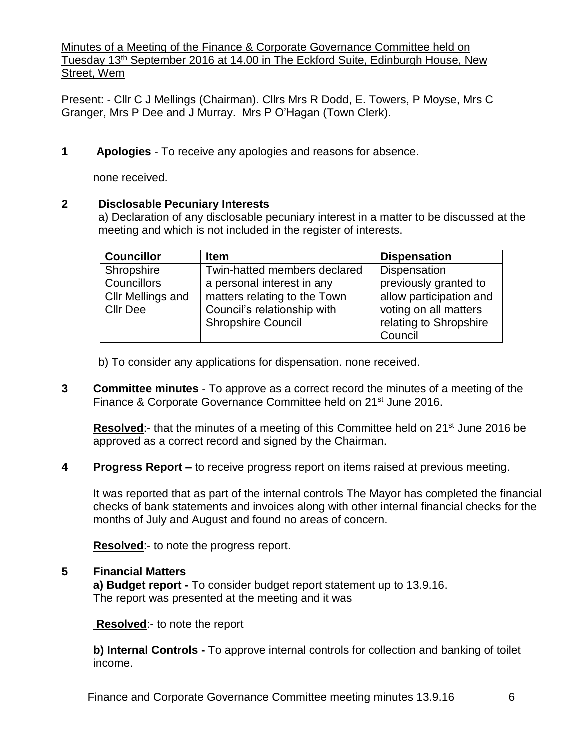Minutes of a Meeting of the Finance & Corporate Governance Committee held on Tuesday 13th September 2016 at 14.00 in The Eckford Suite, Edinburgh House, New Street, Wem

Present: - Cllr C J Mellings (Chairman). Cllrs Mrs R Dodd, E. Towers, P Moyse, Mrs C Granger, Mrs P Dee and J Murray. Mrs P O'Hagan (Town Clerk).

**1 Apologies** - To receive any apologies and reasons for absence.

none received.

**2 Disclosable Pecuniary Interests**

a) Declaration of any disclosable pecuniary interest in a matter to be discussed at the meeting and which is not included in the register of interests.

| Councillor | Item | Dispensation |
|---|---|---|
| Shropshire Councillors Cllr Mellings and Cllr Dee | Twin-hatted members declared a personal interest in any matters relating to the Town Council's relationship with Shropshire Council | Dispensation previously granted to allow participation and voting on all matters relating to Shropshire Council |

b) To consider any applications for dispensation. none received.

**3 Committee minutes** - To approve as a correct record the minutes of a meeting of the Finance & Corporate Governance Committee held on 21st June 2016.

**Resolved**:- that the minutes of a meeting of this Committee held on 21st June 2016 be approved as a correct record and signed by the Chairman.

**4 Progress Report –** to receive progress report on items raised at previous meeting.

It was reported that as part of the internal controls The Mayor has completed the financial checks of bank statements and invoices along with other internal financial checks for the months of July and August and found no areas of concern.

**Resolved**:- to note the progress report.

**5 Financial Matters**

**a) Budget report -** To consider budget report statement up to 13.9.16.
The report was presented at the meeting and it was

**Resolved**:- to note the report

**b) Internal Controls -** To approve internal controls for collection and banking of toilet income.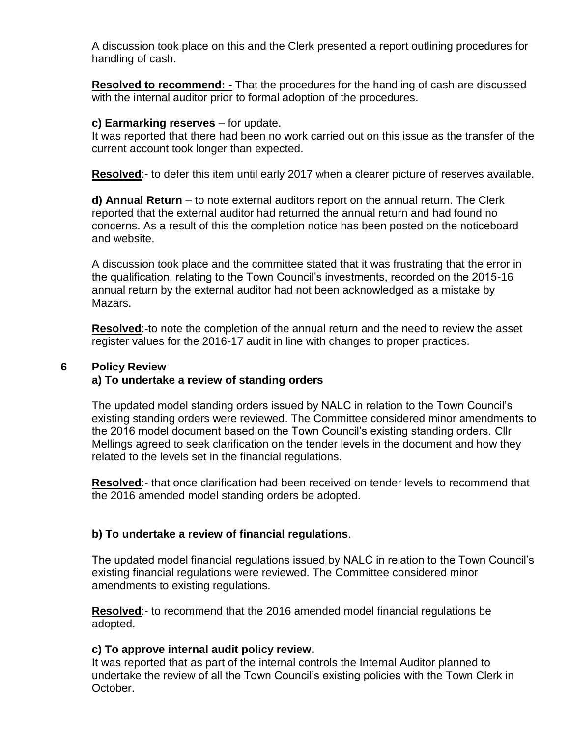A discussion took place on this and the Clerk presented a report outlining procedures for handling of cash.

**Resolved to recommend: -** That the procedures for the handling of cash are discussed with the internal auditor prior to formal adoption of the procedures.

**c) Earmarking reserves** – for update.
It was reported that there had been no work carried out on this issue as the transfer of the current account took longer than expected.

**Resolved**:- to defer this item until early 2017 when a clearer picture of reserves available.

**d) Annual Return** – to note external auditors report on the annual return. The Clerk reported that the external auditor had returned the annual return and had found no concerns. As a result of this the completion notice has been posted on the noticeboard and website.

A discussion took place and the committee stated that it was frustrating that the error in the qualification, relating to the Town Council's investments, recorded on the 2015-16 annual return by the external auditor had not been acknowledged as a mistake by Mazars.

**Resolved**:-to note the completion of the annual return and the need to review the asset register values for the 2016-17 audit in line with changes to proper practices.

## 6 Policy Review

**a) To undertake a review of standing orders**

The updated model standing orders issued by NALC in relation to the Town Council's existing standing orders were reviewed. The Committee considered minor amendments to the 2016 model document based on the Town Council's existing standing orders. Cllr Mellings agreed to seek clarification on the tender levels in the document and how they related to the levels set in the financial regulations.

**Resolved**:- that once clarification had been received on tender levels to recommend that the 2016 amended model standing orders be adopted.

**b) To undertake a review of financial regulations**.

The updated model financial regulations issued by NALC in relation to the Town Council's existing financial regulations were reviewed. The Committee considered minor amendments to existing regulations.

**Resolved**:- to recommend that the 2016 amended model financial regulations be adopted.

**c) To approve internal audit policy review.**
It was reported that as part of the internal controls the Internal Auditor planned to undertake the review of all the Town Council's existing policies with the Town Clerk in October.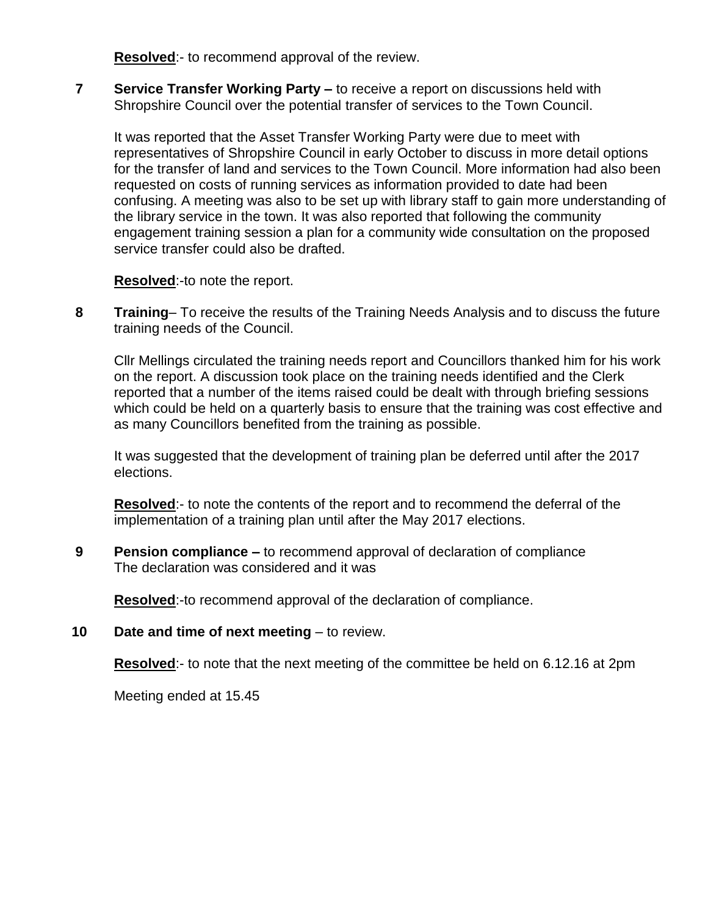**Resolved**:- to recommend approval of the review.

**7 Service Transfer Working Party –** to receive a report on discussions held with Shropshire Council over the potential transfer of services to the Town Council.

It was reported that the Asset Transfer Working Party were due to meet with representatives of Shropshire Council in early October to discuss in more detail options for the transfer of land and services to the Town Council. More information had also been requested on costs of running services as information provided to date had been confusing. A meeting was also to be set up with library staff to gain more understanding of the library service in the town. It was also reported that following the community engagement training session a plan for a community wide consultation on the proposed service transfer could also be drafted.

**Resolved**:-to note the report.

**8 Training**– To receive the results of the Training Needs Analysis and to discuss the future training needs of the Council.

Cllr Mellings circulated the training needs report and Councillors thanked him for his work on the report. A discussion took place on the training needs identified and the Clerk reported that a number of the items raised could be dealt with through briefing sessions which could be held on a quarterly basis to ensure that the training was cost effective and as many Councillors benefited from the training as possible.

It was suggested that the development of training plan be deferred until after the 2017 elections.

**Resolved**:- to note the contents of the report and to recommend the deferral of the implementation of a training plan until after the May 2017 elections.

**9 Pension compliance –** to recommend approval of declaration of compliance
The declaration was considered and it was

**Resolved**:-to recommend approval of the declaration of compliance.

**10 Date and time of next meeting** – to review.

**Resolved**:- to note that the next meeting of the committee be held on 6.12.16 at 2pm

Meeting ended at 15.45